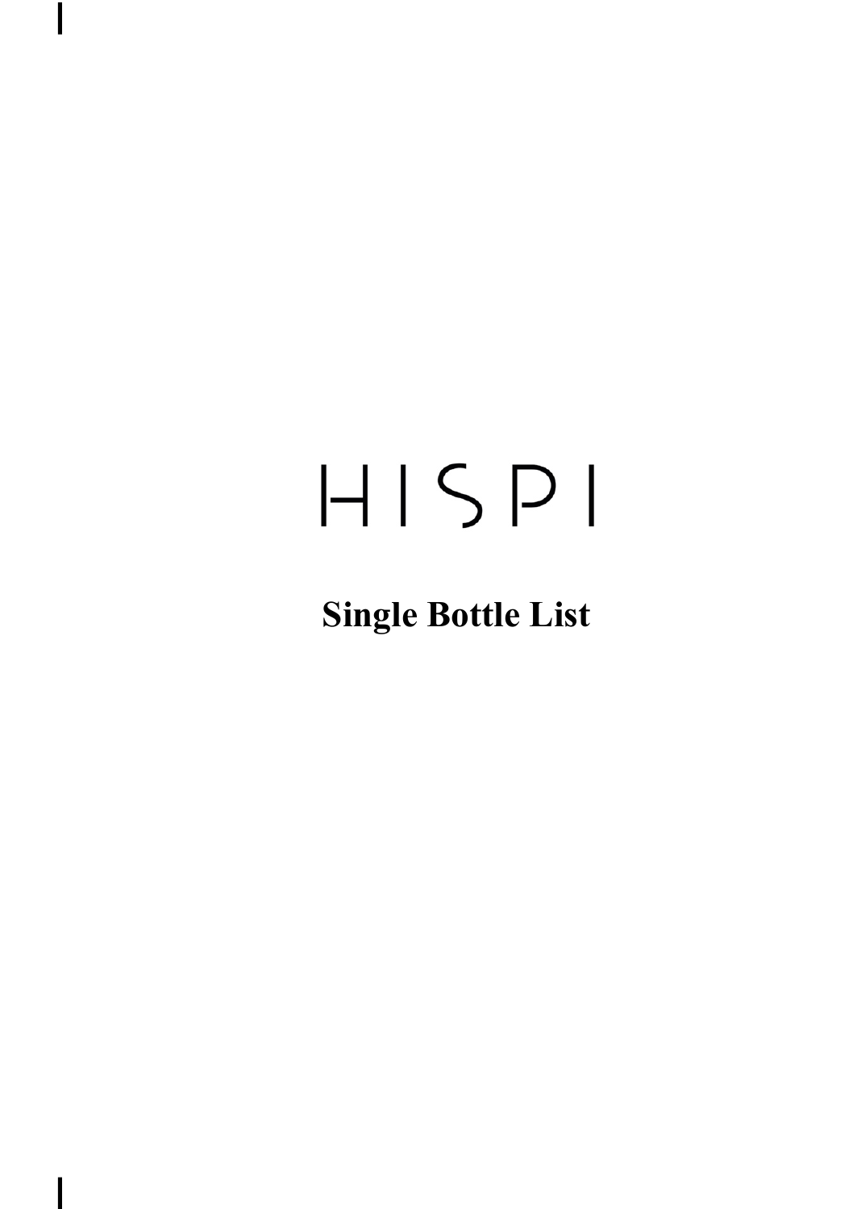# HISPI

## Single Bottle List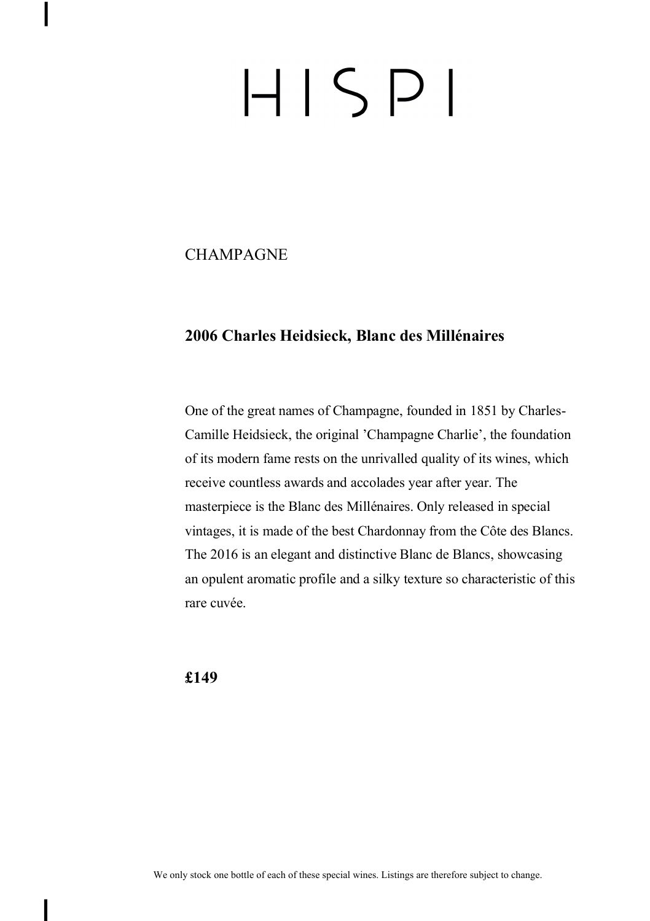# HISPI

## CHAMPAGNE

### 2006 Charles Heidsieck, Blanc des Millénaires

One of the great names of Champagne, founded in 1851 by Charles-Camille Heidsieck, the original 'Champagne Charlie', the foundation of its modern fame rests on the unrivalled quality of its wines, which receive countless awards and accolades year after year. The masterpiece is the Blanc des Millénaires. Only released in special vintages, it is made of the best Chardonnay from the Côte des Blancs. The 2016 is an elegant and distinctive Blanc de Blancs, showcasing an opulent aromatic profile and a silky texture so characteristic of this rare cuvée.

**£149**

We only stock one bottle of each of these special wines. Listings are therefore subject to change.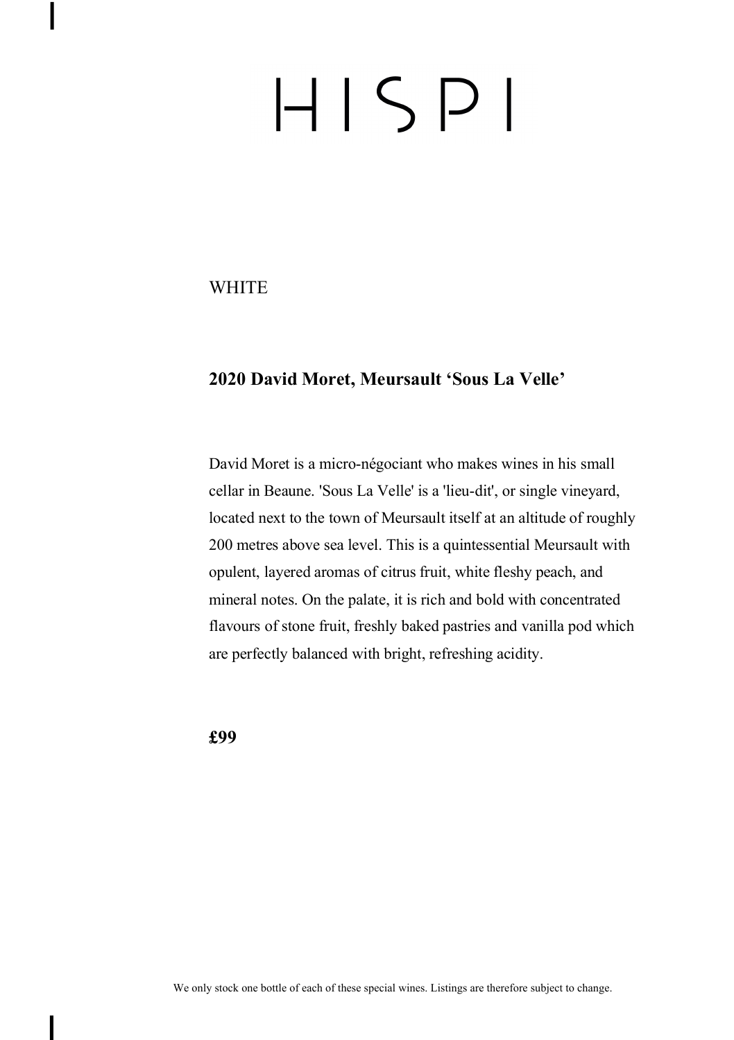# HISPI

WHITE

## 2020 David Moret, Meursault 'Sous La Velle'

David Moret is a micro-négociant who makes wines in his small cellar in Beaune. 'Sous La Velle' is a 'lieu-dit', or single vineyard, located next to the town of Meursault itself at an altitude of roughly 200 metres above sea level. This is a quintessential Meursault with opulent, layered aromas of citrus fruit, white fleshy peach, and mineral notes. On the palate, it is rich and bold with concentrated flavours of stone fruit, freshly baked pastries and vanilla pod which are perfectly balanced with bright, refreshing acidity.

**£99**

We only stock one bottle of each of these special wines. Listings are therefore subject to change.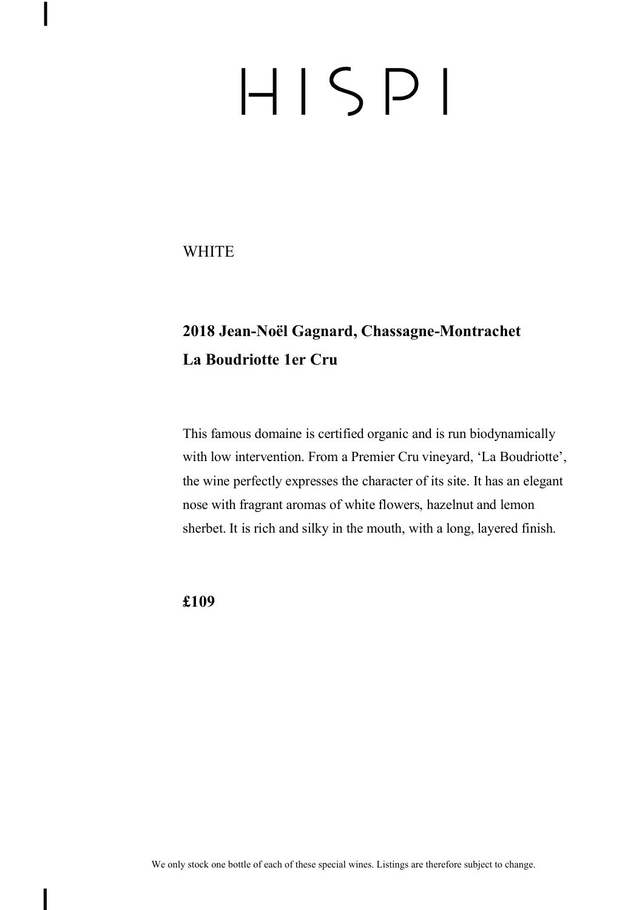# HISPI

WHITE

**2018 Jean-Noël Gagnard, Chassagne-Montrachet**
**La Boudriotte 1er Cru**

This famous domaine is certified organic and is run biodynamically with low intervention. From a Premier Cru vineyard, 'La Boudriotte', the wine perfectly expresses the character of its site. It has an elegant nose with fragrant aromas of white flowers, hazelnut and lemon sherbet. It is rich and silky in the mouth, with a long, layered finish.

**£109**

We only stock one bottle of each of these special wines. Listings are therefore subject to change.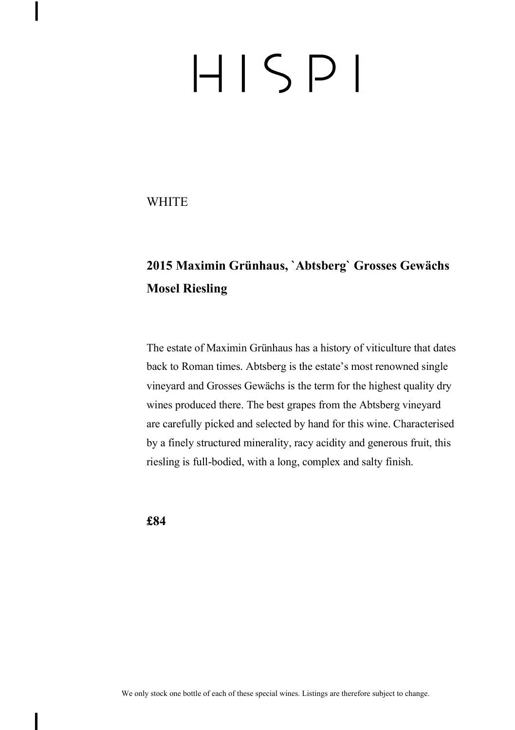# HISPI

WHITE

**2015 Maximin Grünhaus, `Abtsberg` Grosses Gewächs Mosel Riesling**

The estate of Maximin Grünhaus has a history of viticulture that dates back to Roman times. Abtsberg is the estate's most renowned single vineyard and Grosses Gewächs is the term for the highest quality dry wines produced there. The best grapes from the Abtsberg vineyard are carefully picked and selected by hand for this wine. Characterised by a finely structured minerality, racy acidity and generous fruit, this riesling is full-bodied, with a long, complex and salty finish.

**£84**

We only stock one bottle of each of these special wines. Listings are therefore subject to change.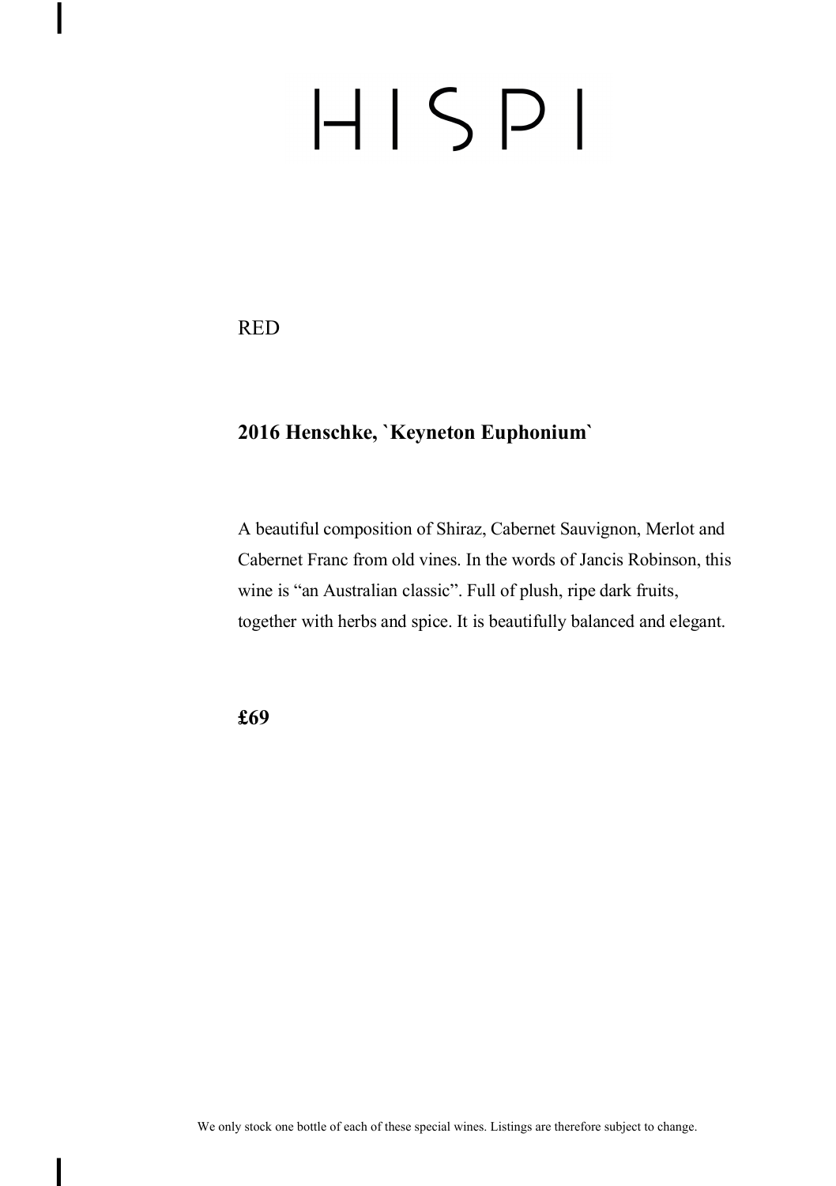# HISPI

RED

**2016 Henschke, `Keyneton Euphonium`**

A beautiful composition of Shiraz, Cabernet Sauvignon, Merlot and Cabernet Franc from old vines. In the words of Jancis Robinson, this wine is "an Australian classic". Full of plush, ripe dark fruits, together with herbs and spice. It is beautifully balanced and elegant.

**£69**

We only stock one bottle of each of these special wines. Listings are therefore subject to change.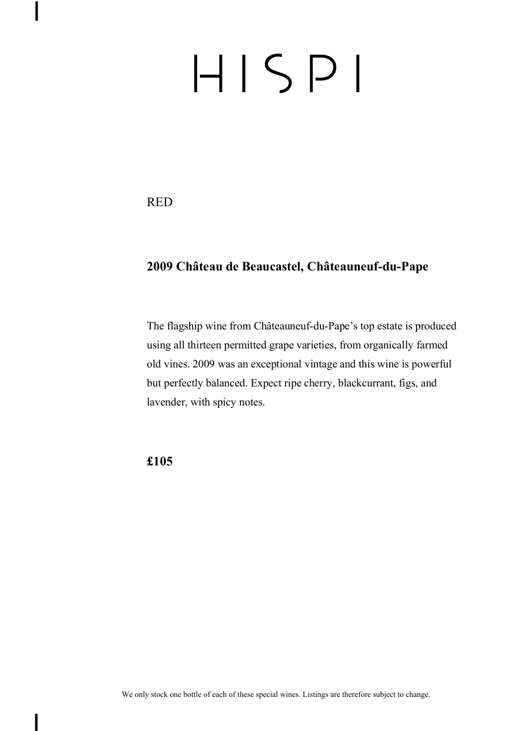# HISPI

RED

**2009 Château de Beaucastel, Châteauneuf-du-Pape**

The flagship wine from Châteauneuf-du-Pape's top estate is produced using all thirteen permitted grape varieties, from organically farmed old vines. 2009 was an exceptional vintage and this wine is powerful but perfectly balanced. Expect ripe cherry, blackcurrant, figs, and lavender, with spicy notes.

**£105**

We only stock one bottle of each of these special wines. Listings are therefore subject to change.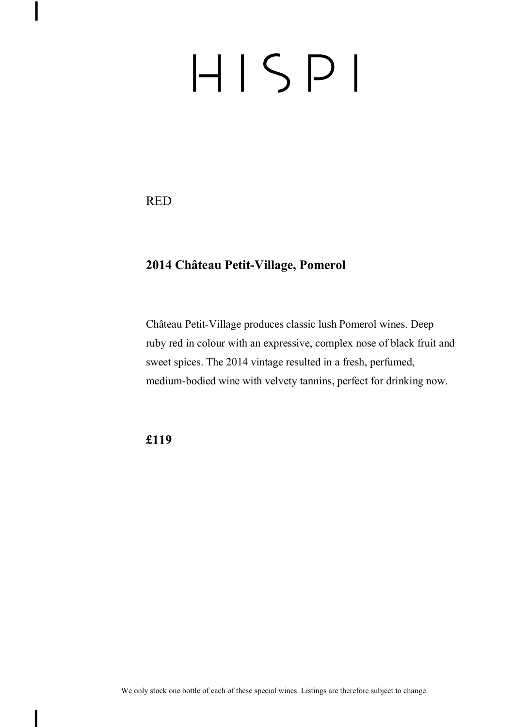# HISPI

RED

## 2014 Château Petit-Village, Pomerol

Château Petit-Village produces classic lush Pomerol wines. Deep ruby red in colour with an expressive, complex nose of black fruit and sweet spices. The 2014 vintage resulted in a fresh, perfumed, medium-bodied wine with velvety tannins, perfect for drinking now.

**£119**

We only stock one bottle of each of these special wines. Listings are therefore subject to change.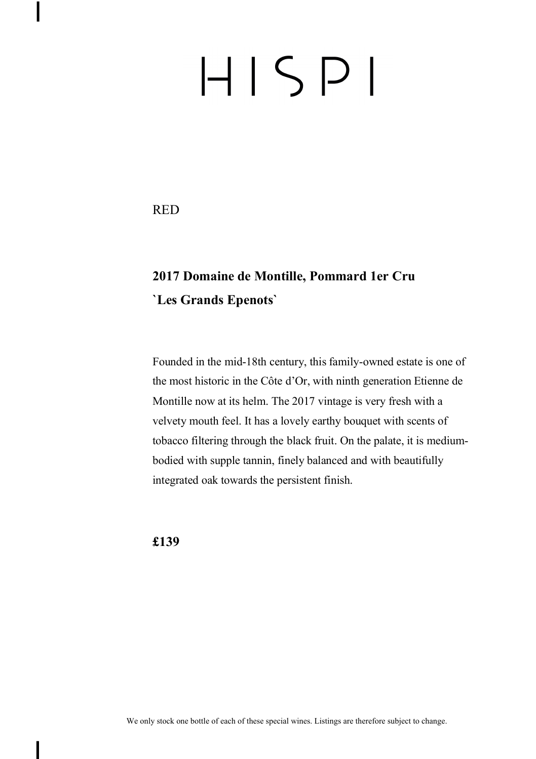# HISPI

RED

## 2017 Domaine de Montille, Pommard 1er Cru `Les Grands Epenots`

Founded in the mid-18th century, this family-owned estate is one of the most historic in the Côte d'Or, with ninth generation Etienne de Montille now at its helm. The 2017 vintage is very fresh with a velvety mouth feel. It has a lovely earthy bouquet with scents of tobacco filtering through the black fruit. On the palate, it is medium-bodied with supple tannin, finely balanced and with beautifully integrated oak towards the persistent finish.

**£139**

We only stock one bottle of each of these special wines. Listings are therefore subject to change.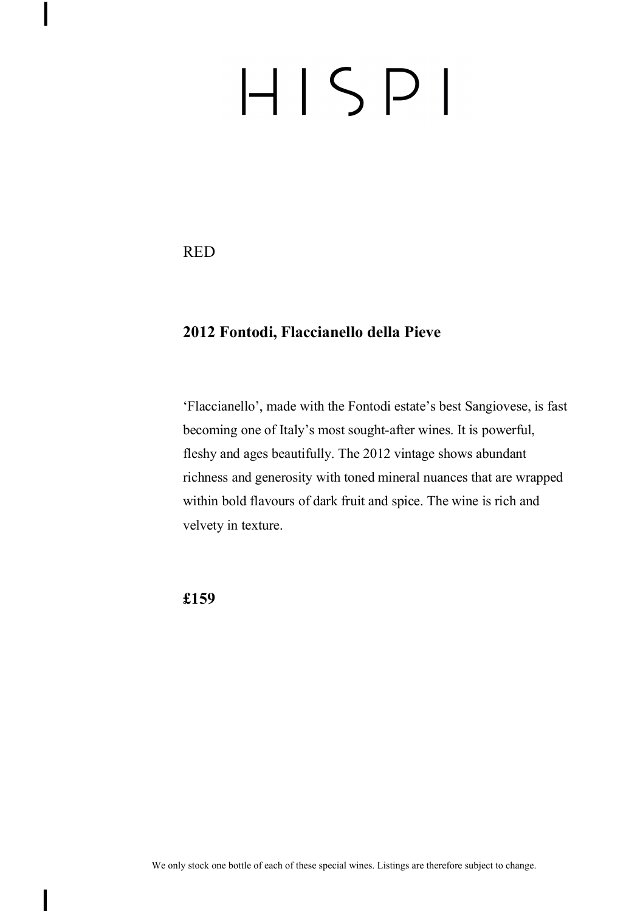# HISPI

RED

## 2012 Fontodi, Flaccianello della Pieve

'Flaccianello', made with the Fontodi estate's best Sangiovese, is fast becoming one of Italy's most sought-after wines. It is powerful, fleshy and ages beautifully. The 2012 vintage shows abundant richness and generosity with toned mineral nuances that are wrapped within bold flavours of dark fruit and spice. The wine is rich and velvety in texture.

**£159**

We only stock one bottle of each of these special wines. Listings are therefore subject to change.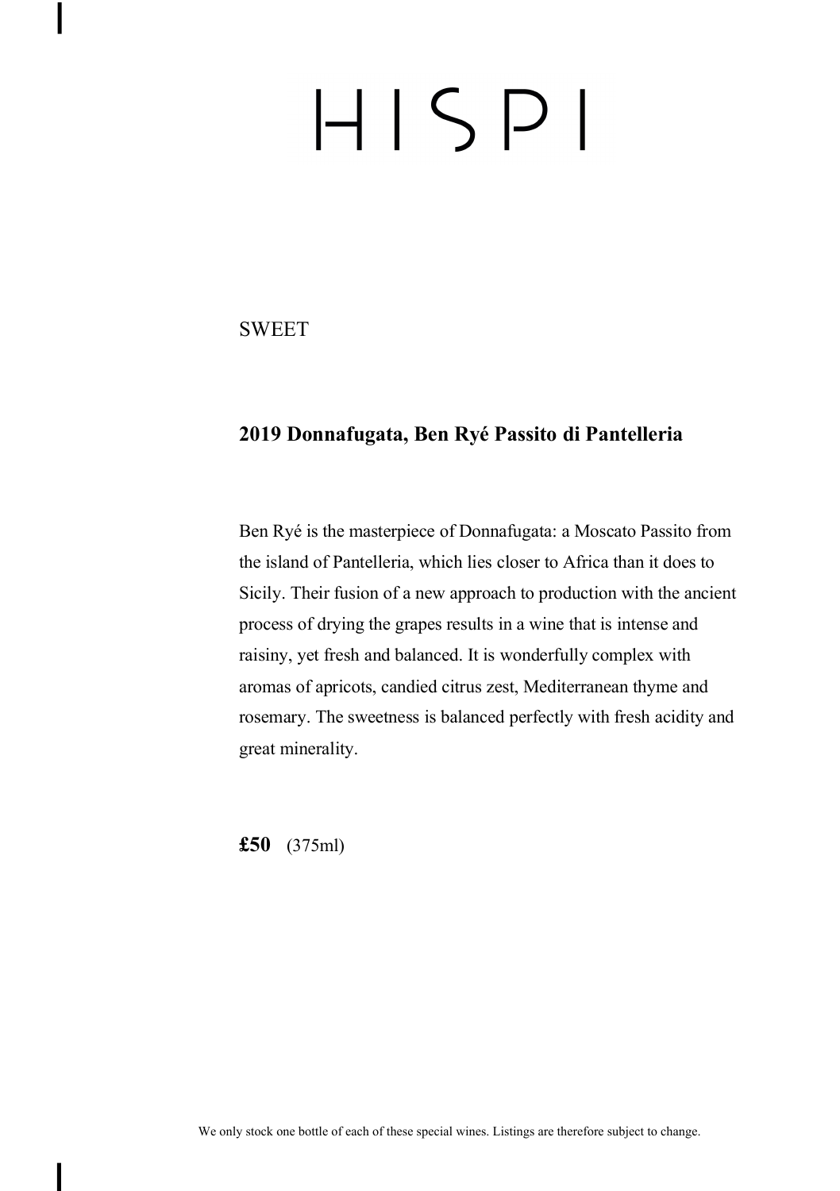# HISPI

## SWEET

### 2019 Donnafugata, Ben Ryé Passito di Pantelleria

Ben Ryé is the masterpiece of Donnafugata: a Moscato Passito from the island of Pantelleria, which lies closer to Africa than it does to Sicily. Their fusion of a new approach to production with the ancient process of drying the grapes results in a wine that is intense and raisiny, yet fresh and balanced. It is wonderfully complex with aromas of apricots, candied citrus zest, Mediterranean thyme and rosemary. The sweetness is balanced perfectly with fresh acidity and great minerality.

**£50** (375ml)

We only stock one bottle of each of these special wines. Listings are therefore subject to change.